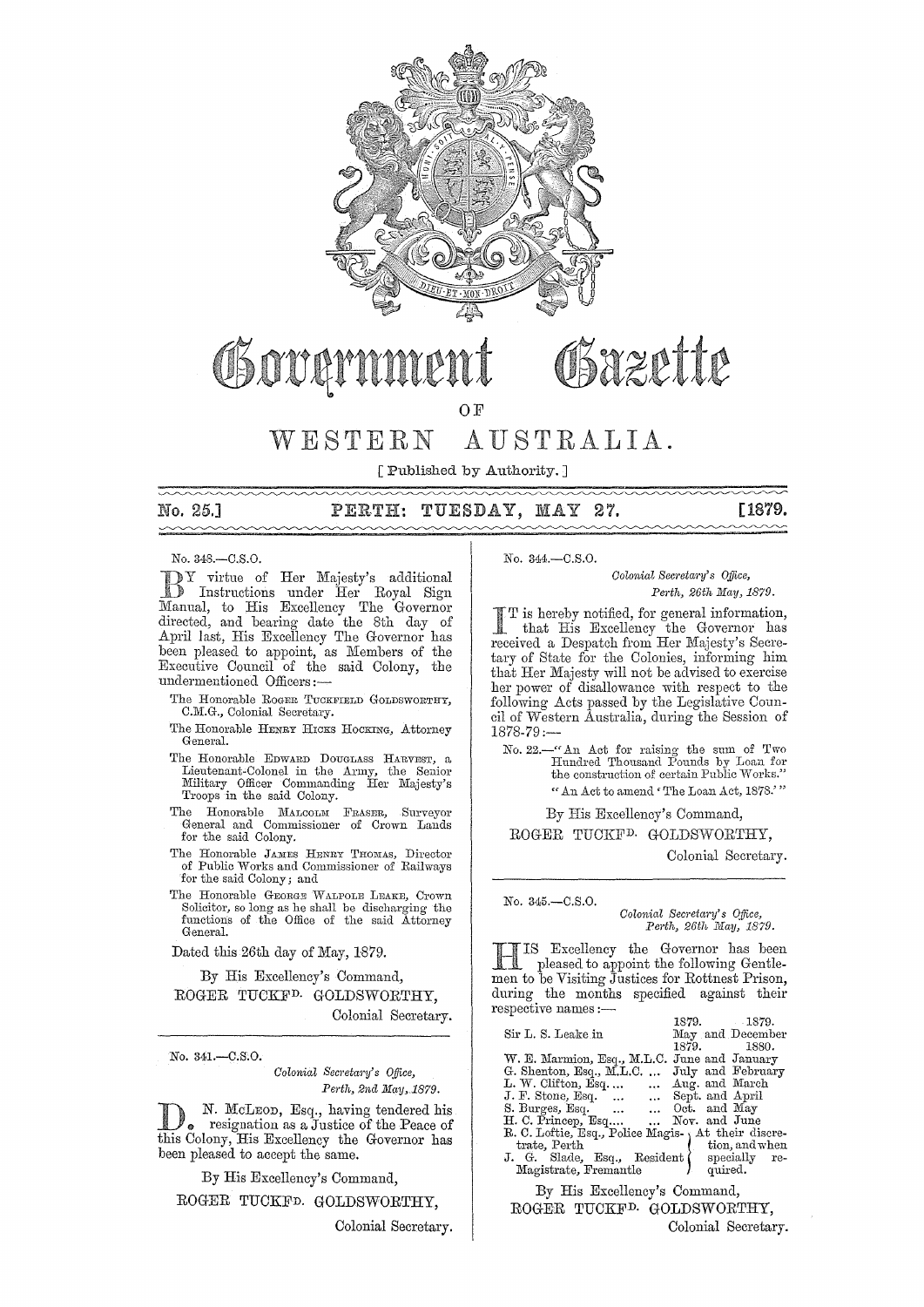# Government Gazette

## OF

# WESTERN AUSTRALIA.

[ Published by Authority. ]

**No. 25.] PERTH: TUESDAY, MAY 27. [1879.**

No. 343.—C.S.O.

BY virtue of Her Majesty's additional Instructions under Her Royal Sign Manual, to His Excellency The Governor directed, and bearing date the 8th day of April last, His Excellency The Governor has been pleased to appoint, as Members of the Executive Council of the said Colony, the undermentioned Officers:—

- The Honorable ROGER TUCKFIELD GOLDSWORTHY, C.M.G., Colonial Secretary.
- The Honorable HENRY HICKS HOCKING, Attorney General.
- The Honorable EDWARD DOUGLASS HARVEST, a Lieutenant-Colonel in the Army, the Senior Military Officer Commanding Her Majesty's Troops in the said Colony.
- The Honorable MALCOLM FRASER, Surveyor General and Commissioner of Crown Lands for the said Colony.
- The Honorable JAMES HENRY THOMAS, Director of Public Works and Commissioner of Railways for the said Colony; and
- The Honorable GEORGE WALPOLE LEAKE, Crown Solicitor, so long as he shall be discharging the functions of the Office of the said Attorney General.

Dated this 26th day of May, 1879.

By His Excellency's Command,

ROGER TUCKFD. GOLDSWORTHY,

Colonial Secretary.

---

No. 341.—C.S.O.

*Colonial Secretary's Office,*
*Perth, 2nd May, 1879.*

D. N. McLEOD, Esq., having tendered his resignation as a Justice of the Peace of this Colony, His Excellency the Governor has been pleased to accept the same.

By His Excellency's Command,

ROGER TUCKFD. GOLDSWORTHY,

Colonial Secretary.

---

No. 344.—C.S.O.

*Colonial Secretary's Office,*
*Perth, 26th May, 1879.*

IT is hereby notified, for general information, that His Excellency the Governor has received a Despatch from Her Majesty's Secretary of State for the Colonies, informing him that Her Majesty will not be advised to exercise her power of disallowance with respect to the following Acts passed by the Legislative Council of Western Australia, during the Session of 1878-79:—

No. 22.—"An Act for raising the sum of Two Hundred Thousand Pounds by Loan for the construction of certain Public Works."
"An Act to amend 'The Loan Act, 1878.'"

By His Excellency's Command,

ROGER TUCKFD. GOLDSWORTHY,

Colonial Secretary.

---

No. 345.—C.S.O.

*Colonial Secretary's Office,*
*Perth, 26th May, 1879.*

HIS Excellency the Governor has been pleased to appoint the following Gentlemen to be Visiting Justices for Rottnest Prison, during the months specified against their respective names:—

| | 1879. / 1879. |
|---|---|
| Sir L. S. Leake in | May and December |
| | 1879. / 1880. |
| W. E. Marmion, Esq., M.L.C. | June and January |
| G. Shenton, Esq., M.L.C. ... | July and February |
| L. W. Clifton, Esq. ... ... | Aug. and March |
| J. F. Stone, Esq. ... ... | Sept. and April |
| S. Burges, Esq. ... ... | Oct. and May |
| H. C. Princep, Esq.... ... | Nov. and June |
| R. C. Loftie, Esq., Police Magistrate, Perth | At their discretion, and when specially required. |
| J. G. Slade, Esq., Resident Magistrate, Fremantle | |

By His Excellency's Command,

ROGER TUCKFD. GOLDSWORTHY,

Colonial Secretary.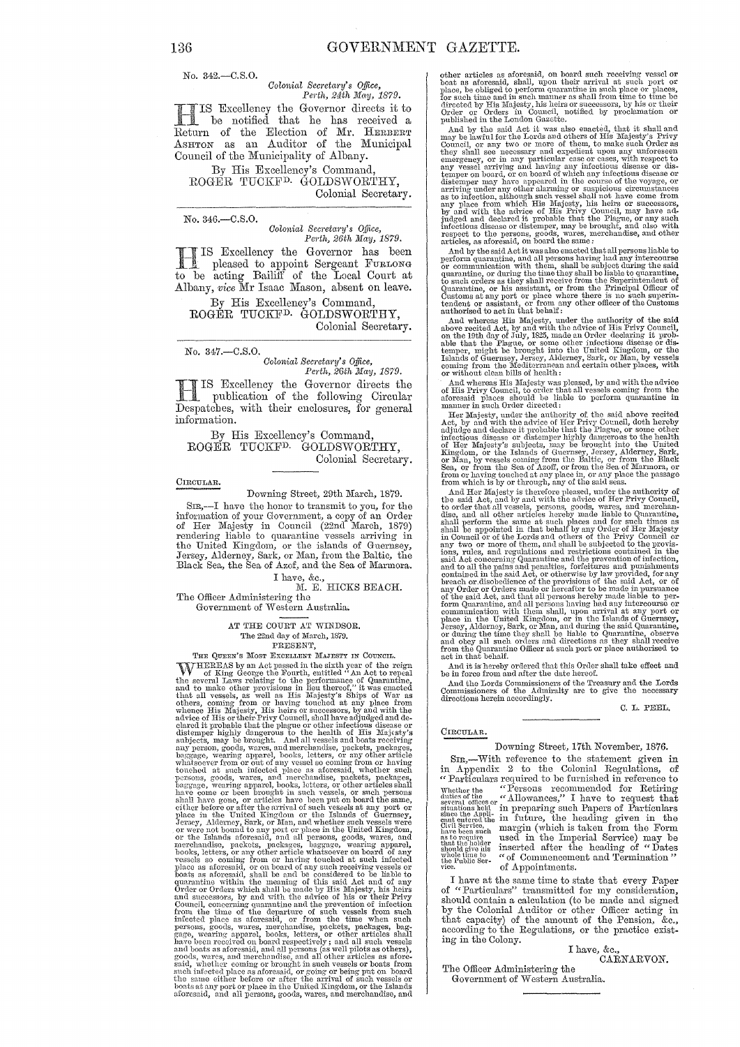No. 342.—C.S.O.

*Colonial Secretary's Office,*
*Perth, 24th May, 1879.*

HIS Excellency the Governor directs it to be notified that he has received a Return of the Election of Mr. HERBERT ASHTON as an Auditor of the Municipal Council of the Municipality of Albany.

By His Excellency's Command,
ROGER TUCKFD. GOLDSWORTHY,
Colonial Secretary.

---

No. 346.—C.S.O.

*Colonial Secretary's Office,*
*Perth, 26th May, 1879.*

HIS Excellency the Governor has been pleased to appoint Sergeant FURLONG to be acting Bailiff of the Local Court at Albany, *vice* Mr Isaac Mason, absent on leave.

By His Excellency's Command,
ROGER TUCKFD. GOLDSWORTHY,
Colonial Secretary.

---

No. 347.—C.S.O.

*Colonial Secretary's Office,*
*Perth, 26th May, 1879.*

HIS Excellency the Governor directs the publication of the following Circular Despatches, with their enclosures, for general information.

By His Excellency's Command,
ROGER TUCKFD. GOLDSWORTHY,
Colonial Secretary.

---

CIRCULAR.

Downing Street, 29th March, 1879.

SIR,—I have the honor to transmit to you, for the information of your Government, a copy of an Order of Her Majesty in Council (22nd March, 1879) rendering liable to quarantine vessels arriving in the United Kingdom, or the islands of Guernsey, Jersey, Alderney, Sark, or Man, from the Baltic, the Black Sea, the Sea of Azof, and the Sea of Marmora.

I have, &c.,
M. E. HICKS BEACH.

The Officer Administering the
Government of Western Australia.

AT THE COURT AT WINDSOR.
The 22nd day of March, 1879.
PRESENT,
THE QUEEN'S MOST EXCELLENT MAJESTY IN COUNCIL.

WHEREAS by an Act passed in the sixth year of the reign of King George the Fourth, entitled "An Act to repeal the several Laws relating to the performance of Quarantine, and to make other provisions in lieu thereof," it was enacted that all vessels, as well as His Majesty's Ships of War as others, coming from or having touched at any place from whence His Majesty, His heirs or successors, by and with the advice of His or their Privy Council, shall have adjudged and declared it probable that the plague or other infectious disease or distemper highly dangerous to the health of His Majesty's subjects, may be brought. And all vessels and boats receiving any person, goods, wares, and merchandise, packets, packages, baggage, wearing apparel, books, letters, or any other article whatsoever from or out of any vessel so coming from or having touched at such infected place as aforesaid, whether such persons, goods, wares, and merchandise, packets, packages, baggage, wearing apparel, books, letters, or other articles shall have come or been brought in such vessels, or such persons shall have gone, or articles have been put on board the same, either before or after the arrival of such vessels at any port or place in the United Kingdom or the Islands of Guernsey, Jersey, Alderney, Sark, or Man, and whether such vessels were or were not bound to any port or place in the United Kingdom, or the Islands aforesaid, and all persons, goods, wares, and merchandise, packets, packages, baggage, wearing apparel, books, letters, or any other article whatsoever on board of any vessels so coming from or having touched at such infected place as aforesaid, or on board of any such receiving vessels or boats as aforesaid, shall be and be considered to be liable to quarantine within the meaning of this said Act and of any Order or Orders which shall be made by His Majesty, his heirs and successors, by and with the advice of his or their Privy Council, concerning quarantine and the prevention of infection from the time of the departure of such vessels from such infected place as aforesaid, or from the time when such persons, goods, wares, merchandise, packets, packages, baggage, wearing apparel, books, letters, or other articles shall have been received on board respectively; and all such vessels and boats as aforesaid, and all persons (as well pilots as others), goods, wares, and merchandise, and all other articles as aforesaid, whether coming or brought in such vessels or boats from such infected place as aforesaid, or going or being put on board the same either before or after the arrival of such vessels or boats at any port or place in the United Kingdom, or the Islands aforesaid, and all persons, goods, wares, and merchandise, and other articles as aforesaid, on board such receiving vessel or boat as aforesaid, shall, upon their arrival at such port or place, be obliged to perform quarantine in such place or places, for such time and in such manner as shall from time to time be directed by His Majesty, his heirs or successors, by his or their Order or Orders in Council, notified by proclamation or published in the London Gazette.

And by the said Act it was also enacted, that it shall and may be lawful for the Lords and others of His Majesty's Privy Council, or any two or more of them, to make such Order as they shall see necessary and expedient upon any unforeseen emergency, or in any particular case or cases, with respect to any vessel arriving and having any infectious disease or distemper on board, or on board of which any infectious disease or distemper may have appeared in the course of the voyage, or arriving under any other alarming or suspicious circumstances as to infection, although such vessel shall not have come from any place from which His Majesty, his heirs or successors, by and with the advice of His Privy Council, may have adjudged and declared it probable that the Plague, or any such infectious disease or distemper, may be brought, and also with respect to the persons, goods, wares, merchandise, and other articles, as aforesaid, on board the same:

And by the said Act it was also enacted that all persons liable to perform quarantine, and all persons having had any intercourse or communication with them, shall be subject during the said quarantine, or during the time they shall be liable to quarantine, to such orders as they shall receive from the Superintendent of Quarantine, or his assistant, or from the Principal Officer of Customs at any port or place where there is no such superintendent or assistant, or from any other officer of the Customs authorised to act in that behalf:

And whereas His Majesty, under the authority of the said above recited Act, by and with the advice of His Privy Council, on the 19th day of July, 1825, made an Order declaring it probable that the Plague, or some other infectious disease or distemper, might be brought into the United Kingdom, or the Islands of Guernsey, Jersey, Alderney, Sark, or Man, by vessels coming from the Mediterranean and certain other places, with or without clean bills of health:

And whereas His Majesty was pleased, by and with the advice of His Privy Council, to order that all vessels coming from the aforesaid places should be liable to perform quarantine in manner in such Order directed:

Her Majesty, under the authority of the said above recited Act, by and with the advice of Her Privy Council, doth hereby adjudge and declare it probable that the Plague, or some other infectious disease or distemper highly dangerous to the health of Her Majesty's subjects, may be brought into the United Kingdom, or the Islands of Guernsey, Jersey, Alderney, Sark, or Man, by vessels coming from the Baltic, or from the Black Sea, or from the Sea of Azoff, or from the Sea of Marmora, or from or having touched at any place in, or any place the passage from which is by or through, any of the said seas.

And Her Majesty is therefore pleased, under the authority of the said Act, and by and with the advice of Her Privy Council, to order that all vessels, persons, goods, wares, and merchandise, and all other articles hereby made liable to Quarantine, shall perform the same at such places and for such times as shall be appointed in that behalf by any Order of Her Majesty in Council or of the Lords and others of the Privy Council or any two or more of them, and shall be subjected to the provisions, rules, and regulations and restrictions contained in the said Act concerning Quarantine and the prevention of infection, and to all the pains and penalties, forfeitures and punishments contained in the said Act, or otherwise by law provided, for any breach or disobedience of the provisions of the said Act, or of any Order or Orders made or hereafter to be made in pursuance of the said Act, and that all persons hereby made liable to perform Quarantine, and all persons having had any intercourse or communication with them shall, upon arrival at any port or place in the United Kingdom, or in the Islands of Guernsey, Jersey, Alderney, Sark, or Man, and during the said Quarantine, or during the time they shall be liable to Quarantine, observe and obey all such orders and directions as they shall receive from the Quarantine Officer at such port or place authorised to act in that behalf.

And it is hereby ordered that this Order shall take effect and be in force from and after the date hereof.

And the Lords Commissioners of the Treasury and the Lords Commissioners of the Admiralty are to give the necessary directions herein accordingly.

C. L. PEEL.

---

CIRCULAR.

Downing Street, 17th November, 1876.

SIR,—With reference to the statement given in Appendix 2 to the Colonial Regulations, of "Particulars required to be furnished in reference to "Persons recommended for Retiring "Allowances," I have to request that in preparing such Papers of Particulars in future, the heading given in the margin (which is taken from the Form used in the Imperial Service) may be inserted after the heading of "Dates "of Commencement and Termination "of Appointments.

*Whether the duties of the several offices or situations held since the Applicant entered the Civil Service, have been such as to require that the holder should give his whole time to the Public Service.*

I have at the same time to state that every Paper of "Particulars" transmitted for my consideration, should contain a calculation (to be made and signed by the Colonial Auditor or other Officer acting in that capacity) of the amount of the Pension, &c., according to the Regulations, or the practice existing in the Colony.

I have, &c.,
CARNARVON.

The Officer Administering the
Government of Western Australia.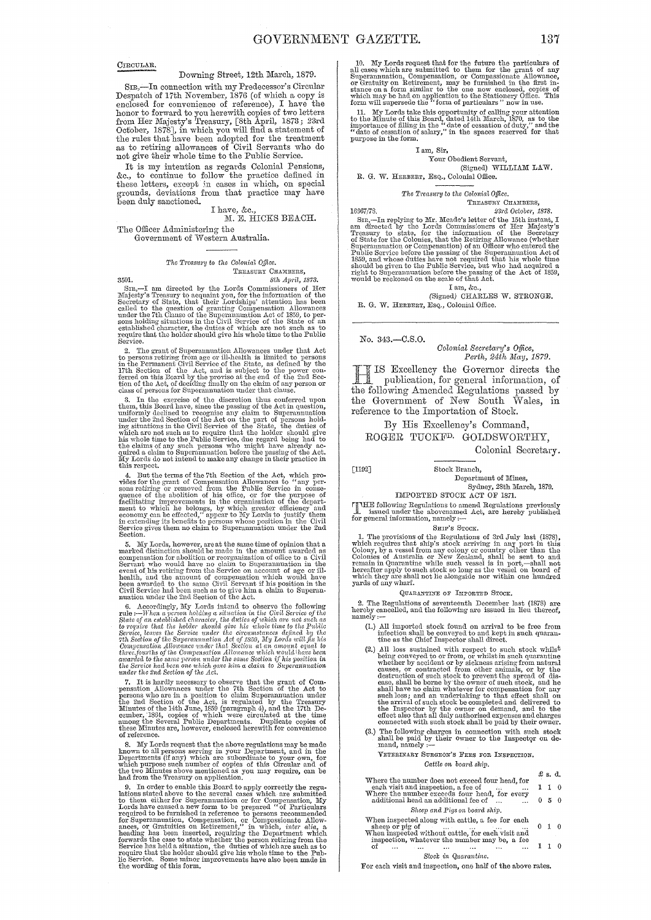CIRCULAR.

Downing Street, 12th March, 1879.

SIR,—In connection with my Predecessor's Circular Despatch of 17th November, 1876 (of which a copy is enclosed for convenience of reference), I have the honor to forward to you herewith copies of two letters from Her Majesty's Treasury, [8th April, 1873; 23rd October, 1878], in which you will find a statement of the rules that have been adopted for the treatment as to retiring allowances of Civil Servants who do not give their whole time to the Public Service.

It is my intention as regards Colonial Pensions, &c., to continue to follow the practice defined in these letters, except in cases in which, on special grounds, deviations from that practice may have been duly sanctioned.

I have, &c.,
M. E. HICKS BEACH.

The Officer Administering the Government of Western Australia.

---

*The Treasury to the Colonial Office.*

TREASURY CHAMBERS,
3501. *8th April, 1873.*

SIR,—I am directed by the Lords Commissioners of Her Majesty's Treasury to acquaint you, for the information of the Secretary of State, that their Lordships' attention has been called to the question of granting Compensation Allowances under the 7th Clause of the Superannuation Act of 1859, to persons holding situations in the Civil Service of the State of an established character, the duties of which are not such as to require that the holder should give his whole time to the Public Service.

2. The grant of Superannuation Allowances under that Act to persons retiring from age or ill-health is limited to persons in the Permanent Civil Service of the State, as defined by the 17th Section of the Act, and is subject to the power conferred on this Board by the proviso at the end of the 2nd Section of the Act, of deciding finally on the claim of any person or class of persons for Superannuation under that clause.

3. In the exercise of the discretion thus conferred upon them, this Board have, since the passing of the Act in question, uniformly declined to recognise any claim to Superannuation under the 2nd Section of the Act on the part of persons holding situations in the Civil Service of the State, the duties of which are not such as to require that the holder should give his whole time to the Public Service, due regard being had to the claims of any such persons who might have already acquired a claim to Superannuation before the passing of the Act. My Lords do not intend to make any change in their practice in this respect.

4. But the terms of the 7th Section of the Act, which provides for the grant of Compensation Allowances to "any persons retiring or removed from the Public Service in consequence of the abolition of his office, or for the purpose of facilitating improvements in the organisation of the department to which he belongs, by which greater efficiency and economy can be effected," appear to My Lords to justify them in extending its benefits to persons whose position in the Civil Service gives them no claim to Superannuation under the 2nd Section.

5. My Lords, however, are at the same time of opinion that a marked distinction should be made in the amount awarded as compensation for abolition or reorganization of office to a Civil Servant who would have no claim to Superannuation in the event of his retiring from the Service on account of age or ill-health, and the amount of compensation which would have been awarded to the same Civil Servant if his position in the Civil Service had been such as to give him a claim to Superannuation under the 2nd Section of the Act.

6. Accordingly, My Lords intend to observe the following rule:—*When a person holding a situation in the Civil Service of the State of an established character, the duties of which are not such as to require that the holder should give his whole time to the Public Service, leaves the Service under the circumstances defined by the 7th Section of the Superannuation Act of 1859, My Lords will fix his Compensation Allowance under that Section at an amount equal to three-fourths of the Compensation Allowance which would have been awarded to the same person under the same Section if his position in the Service had been one which gave him a claim to Superannuation under the 2nd Section of the Act.*

7. It is hardly necessary to observe that the grant of Compensation Allowances under the 7th Section of the Act to persons who are in a position to claim Superannuation under the 2nd Section of the Act, is regulated by the Treasury Minutes of the 14th June, 1859 (paragraph 4), and the 17th December, 1864, copies of which were circulated at the time among the Several Public Departments. Duplicate copies of these Minutes are, however, enclosed herewith for convenience of reference.

8. My Lords request that the above regulations may be made known to all persons serving in your Department, and in the Departments (if any) which are subordinate to your own, for which purpose such number of copies of this Circular and of the two Minutes above mentioned as you may require, can be had from the Treasury on application.

9. In order to enable this Board to apply correctly the regulations stated above to the several cases which are submitted to them either for Superannuation or for Compensation, My Lords have caused a new form to be prepared "of Particulars required to be furnished in reference to persons recommended for Superannuation, Compensation, or Compassionate Allowances, or Gratuities on Retirement," in which, *inter alia*, a heading has been inserted, requiring the Department which forwards the case to state whether the person retiring from the Service has held a situation, the duties of which are such as to require that the holder should give his whole time to the Public Service. Some minor improvements have also been made in the wording of this form.

10. My Lords request that for the future the particulars of all cases which are submitted to them for the grant of any Superannuation, Compensation, or Compassionate Allowance, or Gratuity on Retirement, may be furnished in the first instance on a form similar to the one now enclosed, copies of which may be had on application to the Stationery Office. This form will supersede the "form of particulars" now in use.

11. My Lords take this opportunity of calling your attention to the Minute of this Board, dated 14th March, 1870, as to the importance of filling in the "date of cessation of duty," and the "date of cessation of salary," in the spaces reserved for that purpose in the form.

I am, Sir,
Your Obedient Servant,
(Signed) WILLIAM LAW.

R. G. W. HERBERT, ESQ., Colonial Office.

---

*The Treasury to the Colonial Office.*

TREASURY CHAMBERS,
16667/78. *23rd October, 1878.*

SIR,—In replying to Mr. Meade's letter of the 15th instant, I am directed by the Lords Commissioners of Her Majesty's Treasury to state, for the information of the Secretary of State for the Colonies, that the Retiring Allowance (whether Superannuation or Compensation) of an Officer who entered the Public Service before the passing of the Superannuation Act of 1859, and whose duties have not required that his whole time should be given to the Public Service, but who had acquired a right to Superannuation before the passing of the Act of 1859, would be reckoned on the scale of that Act.

I am, &c.,
(Signed) CHARLES W. STRONGE.

R. G. W. HERBERT, ESQ., Colonial Office.

---

No. 343.—C.S.O.

*Colonial Secretary's Office,*
*Perth, 24th May, 1879.*

HIS Excellency the Governor directs the publication, for general information, of the following Amended Regulations passed by the Government of New South Wales, in reference to the Importation of Stock.

By His Excellency's Command,
ROGER TUCKFD. GOLDSWORTHY,
Colonial Secretary.

[1192]

Stock Branch,
Department of Mines,
Sydney, 28th March, 1879.

IMPORTED STOCK ACT OF 1871.

THE following Regulations to amend Regulations previously issued under the abovenamed Act, are hereby published for general information, namely:—

SHIP'S STOCK.

1. The provisions of the Regulations of 3rd July last (1878), which requires that ship's stock arriving in any port in this Colony, by a vessel from any colony or country other than the Colonies of Australia or New Zealand, shall be sent to and remain in Quarantine while such vessel is in port,—shall not hereafter apply to such stock so long as the vessel on board of which they are shall not lie alongside nor within one hundred yards of any wharf.

QUARANTINE OF IMPORTED STOCK.

2. The Regulations of seventeenth December last (1878) are hereby cancelled, and the following are issued in lieu thereof, namely:—

(1.) All imported stock found on arrival to be free from infection shall be conveyed to and kept in such quarantine as the Chief Inspector shall direct.

(2.) All loss sustained with respect to such stock whilst being conveyed to or from, or whilst in such quarantine whether by accident or by sickness arising from natural causes, or contracted from other animals, or by the destruction of such stock to prevent the spread of disease, shall be borne by the owner of such stock, and he shall have no claim whatever for compensation for any such loss; and an undertaking to that effect shall on the arrival of such stock be completed and delivered to the Inspector by the owner on demand, and to the effect also that all duly authorised expenses and charges connected with such stock shall be paid by their owner.

(3.) The following charges in connection with such stock shall be paid by their owner to the Inspector on demand, namely:—

VETERINARY SURGEON'S FEES FOR INSPECTION.

*Cattle on board ship.*

| | £ | s. | d. |
|---|---|---|---|
| Where the number does not exceed four head, for each visit and inspection, a fee of ... ... | 1 | 1 | 0 |
| Where the number exceeds four head, for every additional head an additional fee of ... ... | 0 | 5 | 0 |

*Sheep and Pigs on board ship.*

| | £ | s. | d. |
|---|---|---|---|
| When inspected along with cattle, a fee for each sheep or pig of ... ... ... ... | 0 | 1 | 0 |
| When inspected without cattle, for each visit and inspection, whatever the number may be, a fee of ... ... ... ... ... ... | 1 | 1 | 0 |

*Stock in Quarantine.*

For each visit and inspection, one half of the above rates.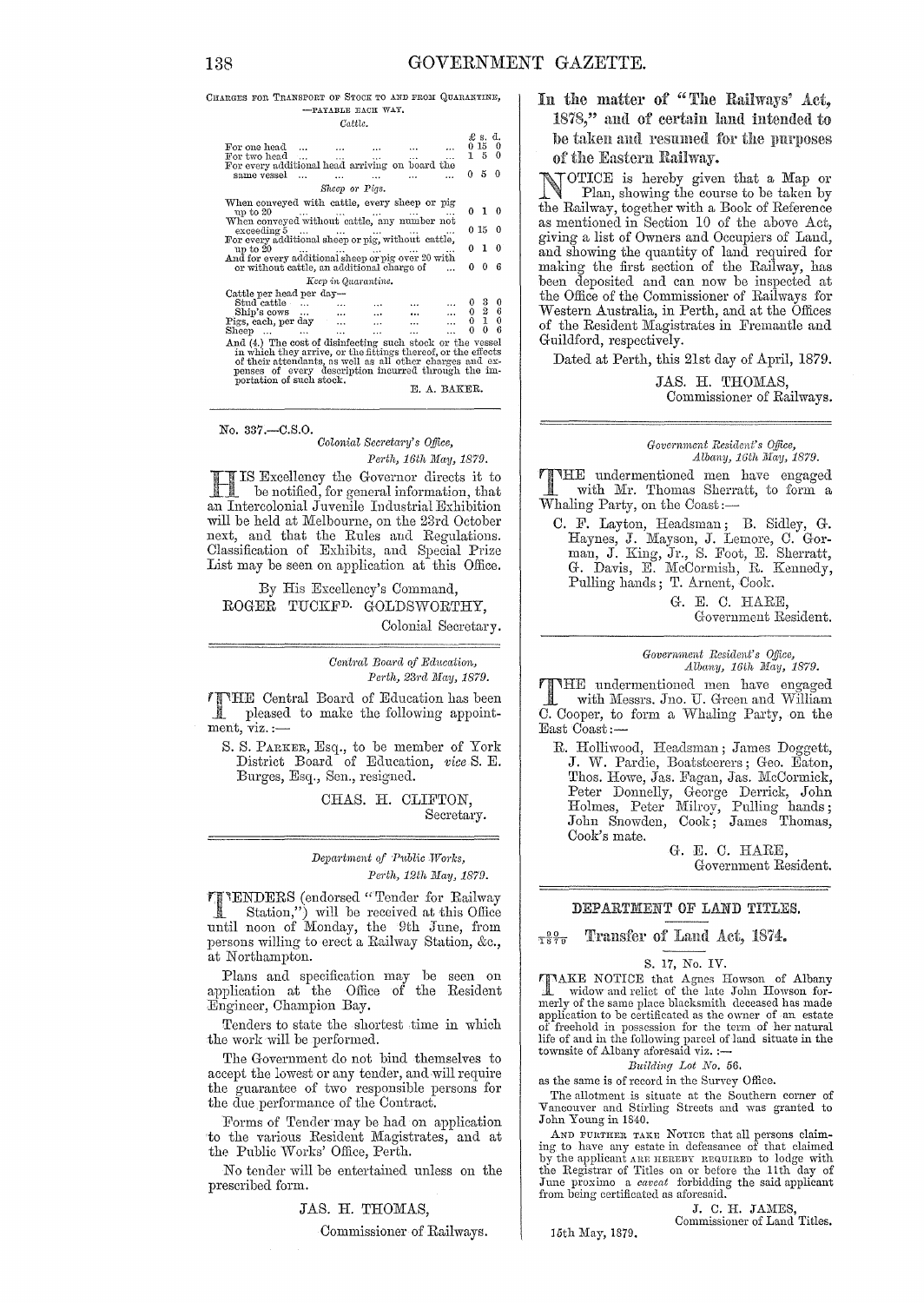CHARGES FOR TRANSPORT OF STOCK TO AND FROM QUARANTINE, —PAYABLE EACH WAY.

*Cattle.*

| | £ | s. | d. |
|---|---|---|---|
| For one head ... ... ... ... ... | 0 | 15 | 0 |
| For two head ... ... ... ... ... | 1 | 5 | 0 |
| For every additional head arriving on board the same vessel ... ... ... ... ... | 0 | 5 | 0 |

*Sheep or Pigs.*

| | £ | s. | d. |
|---|---|---|---|
| When conveyed with cattle, every sheep or pig up to 20 ... ... ... ... ... | 0 | 1 | 0 |
| When conveyed without cattle, any number not exceeding 5 ... ... ... ... ... | 0 | 15 | 0 |
| For every additional sheep or pig, without cattle, up to 20 ... ... ... ... ... | 0 | 1 | 0 |
| And for every additional sheep or pig over 20 with or without cattle, an additional charge of ... | 0 | 0 | 6 |

*Keep in Quarantine.*

| Cattle per head per day— | £ | s. | d. |
|---|---|---|---|
| Stud cattle ... ... ... ... ... | 0 | 3 | 0 |
| Ship's cows ... ... ... ... ... | 0 | 2 | 6 |
| Pigs, each, per day ... ... ... ... | 0 | 1 | 0 |
| Sheep ... ... ... ... ... ... | 0 | 0 | 6 |

And (4.) The cost of disinfecting such stock or the vessel in which they arrive, or the fittings thereof, or the effects of their attendants, as well as all other charges and expenses of every description incurred through the importation of such stock.

E. A. BAKER.

---

No. 337.—C.S.O.

*Colonial Secretary's Office,*
*Perth, 16th May, 1879.*

HIS Excellency the Governor directs it to be notified, for general information, that an Intercolonial Juvenile Industrial Exhibition will be held at Melbourne, on the 23rd October next, and that the Rules and Regulations. Classification of Exhibits, and Special Prize List may be seen on application at this Office.

By His Excellency's Command,

ROGER TUCKFD. GOLDSWORTHY,
Colonial Secretary.

---

*Central Board of Education,*
*Perth, 23rd May, 1879.*

THE Central Board of Education has been pleased to make the following appointment, viz.:—

S. S. PARKER, Esq., to be member of York District Board of Education, *vice* S. E. Burges, Esq., Sen., resigned.

CHAS. H. CLIFTON,
Secretary.

---

*Department of Public Works,*
*Perth, 12th May, 1879.*

TENDERS (endorsed "Tender for Railway Station,") will be received at this Office until noon of Monday, the 9th June, from persons willing to erect a Railway Station, &c., at Northampton.

Plans and specification may be seen on application at the Office of the Resident Engineer, Champion Bay.

Tenders to state the shortest time in which the work will be performed.

The Government do not bind themselves to accept the lowest or any tender, and will require the guarantee of two responsible persons for the due performance of the Contract.

Forms of Tender may be had on application to the various Resident Magistrates, and at the Public Works' Office, Perth.

No tender will be entertained unless on the prescribed form.

JAS. H. THOMAS,
Commissioner of Railways.

---

## In the matter of "The Railways' Act, 1878," and of certain land intended to be taken and resumed for the purposes of the Eastern Railway.

NOTICE is hereby given that a Map or Plan, showing the course to be taken by the Railway, together with a Book of Reference as mentioned in Section 10 of the above Act, giving a list of Owners and Occupiers of Land, and showing the quantity of land required for making the first section of the Railway, has been deposited and can now be inspected at the Office of the Commissioner of Railways for Western Australia, in Perth, and at the Offices of the Resident Magistrates in Fremantle and Guildford, respectively.

Dated at Perth, this 21st day of April, 1879.

JAS. H. THOMAS,
Commissioner of Railways.

---

*Government Resident's Office,*
*Albany, 16th May, 1879.*

THE undermentioned men have engaged with Mr. Thomas Sherratt, to form a Whaling Party, on the Coast:—

C. F. Layton, Headsman; B. Sidley, G. Haynes, J. Mayson, J. Lemore, C. Gorman, J. King, Jr., S. Foot, E. Sherratt, G. Davis, E. McCormish, R. Kennedy, Pulling hands; T. Arnent, Cook.

G. E. C. HARE,
Government Resident.

---

*Government Resident's Office,*
*Albany, 16th May, 1879.*

THE undermentioned men have engaged with Messrs. Jno. U. Green and William C. Cooper, to form a Whaling Party, on the East Coast:—

R. Holliwood, Headsman; James Doggett, J. W. Pardie, Boatsteerers; Geo. Eaton, Thos. Howe, Jas. Fagan, Jas. McCormick, Peter Donnelly, George Derrick, John Holmes, Peter Milroy, Pulling hands; John Snowden, Cook; James Thomas, Cook's mate.

G. E. C. HARE,
Government Resident.

---

## DEPARTMENT OF LAND TITLES.

### $\frac{90}{1879}$ Transfer of Land Act, 1874.

S. 17, No. IV.

TAKE NOTICE that Agnes Howson of Albany widow and relict of the late John Howson formerly of the same place blacksmith deceased has made application to be certificated as the owner of an estate of freehold in possession for the term of her natural life of and in the following parcel of land situate in the townsite of Albany aforesaid viz.:—

*Building Lot No. 56,*

as the same is of record in the Survey Office.

The allotment is situate at the Southern corner of Vancouver and Stirling Streets and was granted to John Young in 1840.

AND FURTHER TAKE NOTICE that all persons claiming to have any estate in defeasance of that claimed by the applicant ARE HEREBY REQUIRED to lodge with the Registrar of Titles on or before the 11th day of June proximo a *caveat* forbidding the said applicant from being certificated as aforesaid.

J. C. H. JAMES,
Commissioner of Land Titles.

15th May, 1879.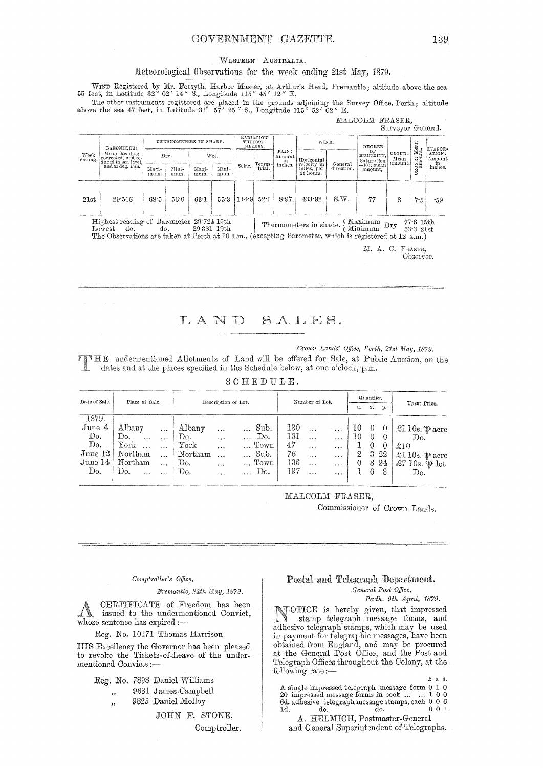WESTERN AUSTRALIA.

## Meteorological Observations for the week ending 21st May, 1879.

WIND Registered by Mr. Forsyth, Harbor Master, at Arthur's Head, Fremantle; altitude above the sea 55 feet, in Latitude 32° 02′ 14″ S., Longitude 115° 45′ 12″ E.

The other instruments registered are placed in the grounds adjoining the Survey Office, Perth; altitude above the sea 47 feet, in Latitude 31° 57′ 25″ S., Longitude 115° 52′ 02″ E.

MALCOLM FRASER,
Surveyor General.

| Week ending. | BAROMETER: Mean Reading corrected, and reduced to sea level, and 32 deg. Fah. | THERMOMETERS IN SHADE. | | | | RADIATION THERMOMETERS. | | RAIN: Amount in inches. | WIND. | | DEGREE OF HUMIDITY, Saturation =100: mean amount. | CLOUD: Mean amount. | OZONE: Mean amount. | EVAPORATION: Amount in inches. |
|---|---|---|---|---|---|---|---|---|---|---|---|---|---|---|
| | | Dry. | | Wet. | | | | | | | | | | |
| | | Maximum. | Minimum. | Maximum. | Minimum. | Solar. | Terrestrial. | | Horizontal velocity in miles, per 24 hours. | General direction. | | | | |
| 21st | 29·566 | 68·5 | 56·9 | 63·1 | 55·3 | 114·9 | 52·1 | 8·97 | 433·92 | S.W. | 77 | 8 | 7·5 | ·59 |

Highest reading of Barometer 29·724 15th
Lowest do. do. 29·381 19th

Thermometers in shade. { Maximum / Minimum } Dry 77·6 15th / 53·3 21st

The Observations are taken at Perth at 10 a.m., (excepting Barometer, which is registered at 12 a.m.)

M. A. C. FRASER,
Observer.

---

# LAND SALES.

*Crown Lands' Office, Perth, 21st May, 1879.*

THE undermentioned Allotments of Land will be offered for Sale, at Public Auction, on the dates and at the places specified in the Schedule below, at one o'clock, p.m.

SCHEDULE.

| Date of Sale. | Place of Sale. | Description of Lot. | Number of Lot. | Quantity. a. | r. | p. | Upset Price. |
|---|---|---|---|---|---|---|---|
| 1879. | | | | | | | |
| June 4 | Albany | Albany ... ... Sub. | 130 | 10 | 0 | 0 | £1 10s. ℔ acre |
| Do. | Do. | Do. ... ... Do. | 131 | 10 | 0 | 0 | Do. |
| Do. | York | York ... ... Town | 47 | 1 | 0 | 0 | £10 |
| June 12 | Northam | Northam ... ... Sub. | 76 | 2 | 3 | 22 | £1 10s. ℔ acre |
| June 14 | Northam | Do. ... ... Town | 136 | 0 | 3 | 24 | £7 10s. ℔ lot |
| Do. | Do. | Do. ... ... Do. | 197 | 1 | 0 | 3 | Do. |

MALCOLM FRASER,
Commissioner of Crown Lands.

---

*Comptroller's Office,*
*Fremantle, 24th May, 1879.*

A CERTIFICATE of Freedom has been issued to the undermentioned Convict, whose sentence has expired:—

Reg. No. 10171 Thomas Harrison

HIS Excellency the Governor has been pleased to revoke the Tickets-of-Leave of the undermentioned Convicts:—

Reg. No. 7898 Daniel Williams
" 9681 James Campbell
" 9825 Daniel Molloy

JOHN F. STONE,
Comptroller.

## Postal and Telegraph Department.

*General Post Office,*
*Perth, 9th April, 1879.*

NOTICE is hereby given, that impressed stamp telegraph message forms, and adhesive telegraph stamps, which may be used in payment for telegraphic messages, have been obtained from England, and may be procured at the General Post Office, and the Post and Telegraph Offices throughout the Colony, at the following rate:—

| | £ | s. | d. |
|---|---|---|---|
| A single impressed telegraph message form | 0 | 1 | 0 |
| 20 impressed message forms in book ... ... | 1 | 0 | 0 |
| 6d. adhesive telegraph message stamps, each | 0 | 0 | 6 |
| 1d. do. do. | 0 | 0 | 1 |

A. HELMICH, Postmaster-General
and General Superintendent of Telegraphs.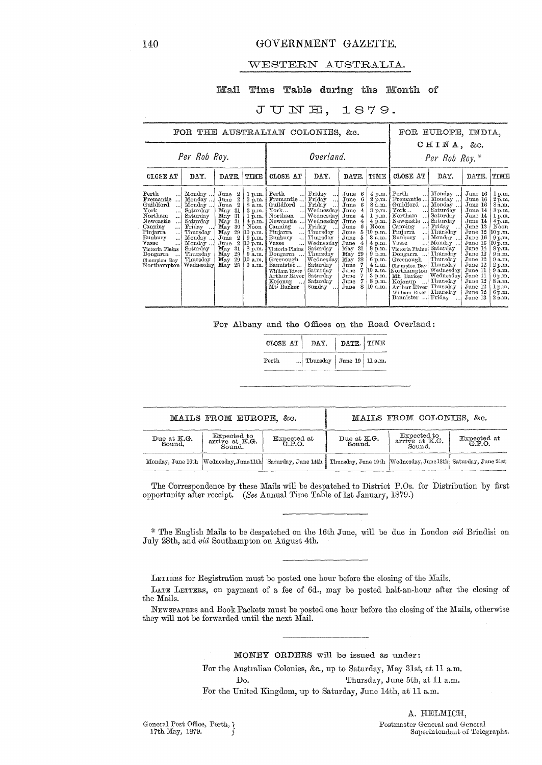# WESTERN AUSTRALIA.

## Mail Time Table during the Month of

## JUNE, 1879.

| FOR THE AUSTRALIAN COLONIES, &c. | | | | | | | | FOR EUROPE, INDIA, CHINA, &c. | | | |
|---|---|---|---|---|---|---|---|---|---|---|---|
| *Per Rob Roy.* | | | | *Overland.* | | | | *Per Rob Roy.** | | | |
| CLOSE AT | DAY. | DATE. | TIME | CLOSE AT | DAY. | DATE. | TIME | CLOSE AT | DAY. | DATE. | TIME |
| Perth ... | Monday ... | June 2 | 1 p.m. | Perth ... | Friday ... | June 6 | 4 p.m. | Perth ... | Monday ... | June 16 | 1 p.m. |
| Fremantle ... | Monday ... | June 2 | 2 p.m. | Fremantle ... | Friday ... | June 6 | 2 p.m. | Fremantle ... | Monday ... | June 16 | 2 p.m. |
| Guildford ... | Monday ... | June 2 | 8 a.m. | Guildford ... | Friday ... | June 6 | 8 a.m. | Guildford ... | Monday ... | June 16 | 8 a.m. |
| York ... | Saturday | May 31 | 3 p.m. | York... ... | Wednesday | June 4 | 3 p.m. | York... ... | Saturday | June 14 | 3 p.m. |
| Northam ... | Saturday | May 31 | 1 p.m. | Northam ... | Wednesday | June 4 | 1 p.m. | Northam ... | Saturday | June 14 | 1 p.m. |
| Newcastle ... | Saturday | May 31 | 4 p.m. | Newcastle ... | Wednesday | June 4 | 4 p.m. | Newcastle ... | Saturday | June 14 | 4 p.m. |
| Canning ... | Friday ... | May 30 | Noon | Canning ... | Friday ... | June 6 | Noon | Canning ... | Friday ... | June 13 | Noon |
| Pinjarra ... | Thursday | May 29 | 10 p.m. | Pinjarra ... | Thursday | June 5 | 10 p.m. | Pinjarra ... | Thursday | June 12 | 10 p.m. |
| Bunbury ... | Monday ... | June 2 | 9 p.m. | Bunbury ... | Thursday | June 5 | 8 a.m. | Bunbury ... | Monday ... | June 16 | 9 p.m. |
| Vasse ... | Monday ... | June 2 | 10 p.m. | Vasse ... | Wednesday | June 4 | 4 p.m. | Vasse ... | Monday ... | June 16 | 10 p.m. |
| Victoria Plains | Saturday | May 31 | 8 p.m. | Victoria Plains | Saturday | May 31 | 8 p.m. | Victoria Plains | Saturday | June 14 | 8 p.m. |
| Dongarra ... | Thursday | May 29 | 9 a.m. | Dongarra ... | Thursday | May 29 | 9 a.m. | Dongarra ... | Thursday | June 12 | 9 a.m. |
| Champion Bay | Thursday | May 29 | 10 a.m. | Greenough | Wednesday | May 28 | 6 p.m. | Greenough | Thursday | June 12 | 9 a.m. |
| Northampton | Wednesday | May 28 | 9 a.m. | Bannister ... | Saturday | June 7 | 4 a.m. | Champion Bay | Thursday | June 12 | 2 p.m. |
| | | | | William River | Saturday | June 7 | 10 a.m. | Northampton | Wednesday | June 11 | 9 a.m. |
| | | | | Arthur River | Saturday | June 7 | 3 p.m. | Mt. Barker | Wednesday | June 11 | 6 p.m. |
| | | | | Kojonup ... | Saturday | June 7 | 8 p.m. | Kojonup ... | Thursday | June 12 | 8 a.m. |
| | | | | Mt. Barker | Sunday ... | June 8 | 10 a.m. | Arthur River | Thursday | June 12 | 1 p.m. |
| | | | | | | | | William River | Thursday | June 12 | 6 p.m. |
| | | | | | | | | Bannister ... | Friday ... | June 13 | 2 a.m. |

For Albany and the Offices on the Road Overland:

| CLOSE AT | DAY. | DATE. | TIME |
|---|---|---|---|
| Perth ... | Thursday | June 19 | 11 a.m. |

| MAILS FROM EUROPE, &c. | | | MAILS FROM COLONIES, &c. | | |
|---|---|---|---|---|---|
| Due at K.G. Sound. | Expected to arrive at K.G. Sound. | Expected at G.P.O. | Due at K.G. Sound. | Expected to arrive at K.G. Sound. | Expected at G.P.O. |
| Monday, June 16th | Wednesday, June 11th | Saturday, June 14th | Thursday, June 19th | Wednesday, June 18th | Saturday, June 21st |

The Correspondence by these Mails will be despatched to District P.Os. for Distribution by first opportunity after receipt. (*See* Annual Time Table of 1st January, 1879.)

\* The English Mails to be despatched on the 16th June, will be due in London *viâ* Brindisi on July 28th, and *viâ* Southampton on August 4th.

LETTERS for Registration must be posted one hour before the closing of the Mails.

LATE LETTERS, on payment of a fee of 6d., may be posted half-an-hour after the closing of the Mails.

NEWSPAPERS and Book Packets must be posted one hour before the closing of the Mails, otherwise they will not be forwarded until the next Mail.

**MONEY ORDERS** will be issued as under:

For the Australian Colonies, &c., up to Saturday, May 31st, at 11 a.m.

Do. Thursday, June 5th, at 11 a.m.

For the United Kingdom, up to Saturday, June 14th, at 11 a.m.

A. HELMICH,
Postmaster General and General Superintendent of Telegraphs.

General Post Office, Perth,
17th May, 1879.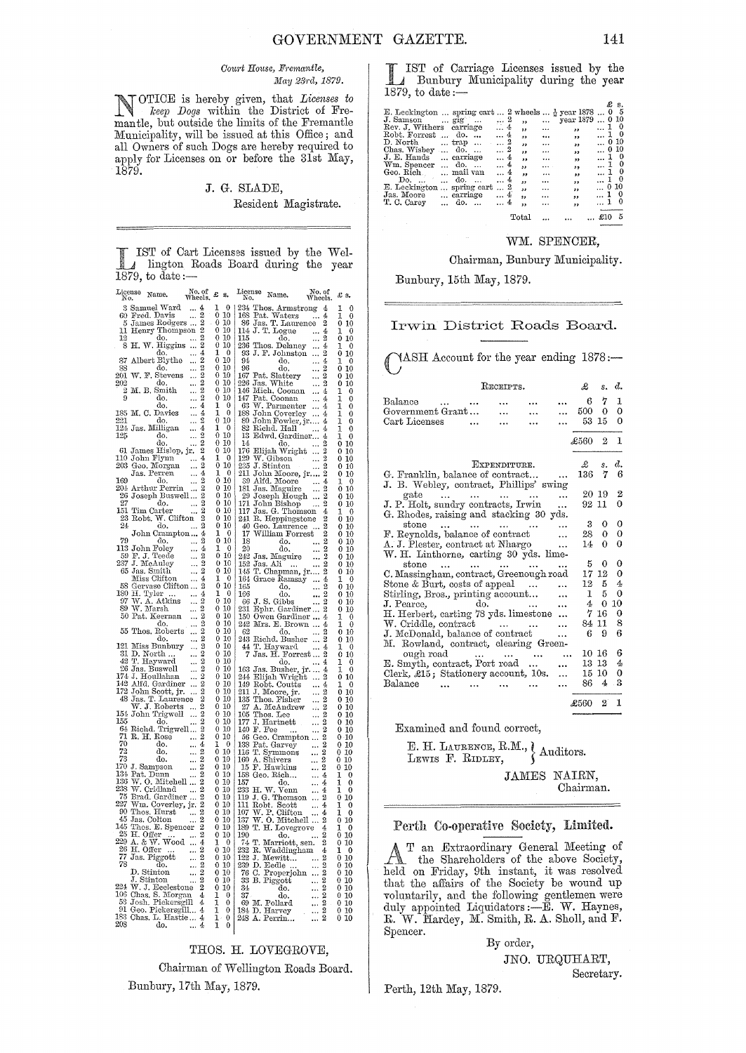*Court House, Fremantle,*
*May 23rd, 1879.*

NOTICE is hereby given, that *Licenses to keep Dogs* within the District of Fremantle, but outside the limits of the Fremantle Municipality, will be issued at this Office; and all Owners of such Dogs are hereby required to apply for Licenses on or before the 31st May, 1879.

J. G. SLADE,
Resident Magistrate.

---

LIST of Cart Licenses issued by the Wellington Roads Board during the year 1879, to date:—

| License No. | Name. | No. of Wheels. | £ | s. | License No. | Name. | No. of Wheels. | £ | s. |
|---|---|---|---|---|---|---|---|---|---|
| 3 | Samuel Ward | 4 | 1 | 0 | 234 | Thos. Armstrong | 4 | 1 | 0 |
| 60 | Fred. Davis | 2 | 0 | 10 | 168 | Pat. Waters | 4 | 1 | 0 |
| 5 | James Rodgers | 2 | 0 | 10 | 86 | Jas. T. Laurence | 2 | 0 | 10 |
| 11 | Henry Thompson | 2 | 0 | 10 | 114 | J. T. Logue | 4 | 1 | 0 |
| 12 | do. | 2 | 0 | 10 | 115 | do. | 2 | 0 | 10 |
| 8 | H. W. Higgins | 2 | 0 | 10 | 236 | Thos. Delaney | 4 | 1 | 0 |
| | do. | 4 | 1 | 0 | 93 | J. F. Johnston | 2 | 0 | 10 |
| 87 | Albert Blythe | 2 | 0 | 10 | 94 | do. | 4 | 1 | 0 |
| 88 | do. | 2 | 0 | 10 | 96 | do. | 2 | 0 | 10 |
| 201 | W. F. Stevens | 2 | 0 | 10 | 167 | Pat. Slattery | 2 | 0 | 10 |
| 202 | do. | 2 | 0 | 10 | 226 | Jas. White | 2 | 0 | 10 |
| 2 | M. B. Smith | 2 | 0 | 10 | 146 | Mich. Coonan | 4 | 1 | 0 |
| 9 | do. | 2 | 0 | 10 | 147 | Pat. Coonan | 4 | 1 | 0 |
| | do. | 4 | 1 | 0 | 63 | W. Parmenter | 4 | 1 | 0 |
| 185 | M. C. Davies | 4 | 1 | 0 | 188 | John Coverley | 4 | 1 | 0 |
| 221 | do. | 2 | 0 | 10 | 80 | John Fowler, jr. | 4 | 1 | 0 |
| 124 | Jas. Milligan | 4 | 1 | 0 | 82 | Richd. Hall | 4 | 1 | 0 |
| 125 | do. | 2 | 0 | 10 | 13 | Edwd. Gardiner | 4 | 1 | 0 |
| | do. | 2 | 0 | 10 | 14 | do. | 2 | 0 | 10 |
| 61 | James Hislop, jr. | 2 | 0 | 10 | 176 | Elijah Wright | 2 | 0 | 10 |
| 110 | John Flynn | 4 | 1 | 0 | 129 | W. Gibson | 2 | 0 | 10 |
| 203 | Geo. Morgan | 2 | 0 | 10 | 235 | J. Stinton | 2 | 0 | 10 |
| | Jas. Perren | 4 | 1 | 0 | 211 | John Moore, jr. | 2 | 0 | 10 |
| 169 | do. | 2 | 0 | 10 | 39 | Alfd. Moore | 4 | 1 | 0 |
| 204 | Arthur Perrin | 2 | 0 | 10 | 181 | Jas. Maguire | 2 | 0 | 10 |
| 26 | Joseph Buswell | 2 | 0 | 10 | 29 | Joseph Hough | 2 | 0 | 10 |
| 27 | do. | 2 | 0 | 10 | 171 | John Bishop | 2 | 0 | 10 |
| 151 | Tim Carter | 2 | 0 | 10 | 117 | Jas. G. Thomson | 4 | 1 | 0 |
| 23 | Robt. W. Clifton | 2 | 0 | 10 | 241 | R. Heppingstone | 2 | 0 | 10 |
| 24 | do. | 2 | 0 | 10 | 40 | Geo. Laurence | 2 | 0 | 10 |
| | John Crampton | 4 | 1 | 0 | 17 | William Forrest | 2 | 0 | 10 |
| 79 | do. | 2 | 0 | 10 | 18 | do. | 2 | 0 | 10 |
| 113 | John Foley | 4 | 1 | 0 | 20 | do. | 2 | 0 | 10 |
| 59 | F. J. Teede | 2 | 0 | 10 | 242 | Jas. Maguire | 2 | 0 | 10 |
| 237 | J. McAuley | 2 | 0 | 10 | 152 | Jas. Ali | 2 | 0 | 10 |
| 65 | Jas. Smith | 2 | 0 | 10 | 145 | T. Chapman, jr. | 2 | 0 | 10 |
| | Miss Clifton | 4 | 1 | 0 | 164 | Grace Ramsay | 4 | 1 | 0 |
| 58 | Gervase Clifton | 2 | 0 | 10 | 165 | do. | 2 | 0 | 10 |
| 180 | H. Tyler | 4 | 1 | 0 | 166 | do. | 2 | 0 | 10 |
| 97 | W. A. Atkins | 2 | 0 | 10 | 66 | J. S. Gibbs | 2 | 0 | 10 |
| 89 | W. Marsh | 2 | 0 | 10 | 231 | Ephr. Gardiner | 2 | 0 | 10 |
| 50 | Pat. Keernan | 2 | 0 | 10 | 150 | Owen Gardiner | 4 | 1 | 0 |
| | do. | 2 | 0 | 10 | 242 | Mrs. E. Brown | 4 | 1 | 0 |
| 55 | Thos. Roberts | 2 | 0 | 10 | 62 | do. | 2 | 0 | 10 |
| | do. | 2 | 0 | 10 | 243 | Richd. Busher | 2 | 0 | 10 |
| 121 | Miss Bunbury | 2 | 0 | 10 | 44 | T. Hayward | 4 | 1 | 0 |
| 31 | D. North | 2 | 0 | 10 | 7 | Jas. H. Forrest | 2 | 0 | 10 |
| 42 | T. Hayward | 2 | 0 | 10 | | do. | 4 | 1 | 0 |
| 26 | Jas. Buswell | 2 | 0 | 10 | 163 | Jas. Busher, jr. | 4 | 1 | 0 |
| 174 | J. Houlahan | 2 | 0 | 10 | 244 | Elijah Wright | 2 | 0 | 10 |
| 142 | Alfd. Gardiner | 2 | 0 | 10 | 149 | Robt. Coutts | 4 | 1 | 0 |
| 172 | John Scott, jr. | 2 | 0 | 10 | 211 | J. Moore, jr. | 2 | 0 | 10 |
| 48 | Jas. T. Laurence | 2 | 0 | 10 | 135 | Thos. Fisher | 2 | 0 | 10 |
| | W. J. Roberts | 2 | 0 | 10 | 27 | A. McAndrew | 2 | 0 | 10 |
| 154 | John Trigwell | 2 | 0 | 10 | 105 | Thos. Lee | 2 | 0 | 10 |
| 155 | do. | 2 | 0 | 10 | 177 | J. Hartnett | 2 | 0 | 10 |
| 64 | Richd. Trigwell | 2 | 0 | 10 | 140 | F. Fee | 2 | 0 | 10 |
| 71 | R. H. Rose | 2 | 0 | 10 | 56 | Geo. Crampton | 2 | 0 | 10 |
| 70 | do. | 4 | 1 | 0 | 138 | Pat. Garvey | 2 | 0 | 10 |
| 72 | do. | 2 | 0 | 10 | 116 | T. Symmons | 2 | 0 | 10 |
| 73 | do. | 2 | 0 | 10 | 160 | A. Shivers | 2 | 0 | 10 |
| 170 | J. Sampson | 2 | 0 | 10 | 15 | F. Hawkins | 2 | 0 | 10 |
| 134 | Pat. Dunn | 2 | 0 | 10 | 158 | Geo. Rich | 4 | 1 | 0 |
| 136 | W. O. Mitchell | 2 | 0 | 10 | 157 | do. | 4 | 1 | 0 |
| 238 | W. Cridland | 2 | 0 | 10 | 233 | H. W. Venn | 4 | 1 | 0 |
| 75 | Brad. Gardiner | 2 | 0 | 10 | 119 | J. G. Thomson | 2 | 0 | 10 |
| 227 | Wm. Coverley, jr. | 2 | 0 | 10 | 111 | Robt. Scott | 4 | 1 | 0 |
| 90 | Thos. Hurst | 2 | 0 | 10 | 107 | W. P. Clifton | 4 | 1 | 0 |
| 45 | Jas. Colton | 2 | 0 | 10 | 137 | W. O. Mitchell | 2 | 0 | 10 |
| 145 | Thos. E. Spencer | 2 | 0 | 10 | 189 | T. H. Lovegrove | 4 | 1 | 0 |
| 25 | H. Offer | 2 | 0 | 10 | 190 | do. | 2 | 0 | 10 |
| 229 | A. & W. Wood | 4 | 1 | 0 | 74 | T. Marriott, sen. | 2 | 0 | 10 |
| 26 | H. Offer | 2 | 0 | 10 | 232 | R. Waddingham | 4 | 1 | 0 |
| 77 | Jas. Piggott | 2 | 0 | 10 | 122 | J. Mewitt | 2 | 0 | 10 |
| 78 | do. | 2 | 0 | 10 | 239 | D. Eedle | 2 | 0 | 10 |
| | D. Stinton | 2 | 0 | 10 | 76 | C. Properjohn | 2 | 0 | 10 |
| | J. Stinton | 2 | 0 | 10 | 33 | B. Piggott | 2 | 0 | 10 |
| 224 | W. J. Ecclestone | 2 | 0 | 10 | 34 | do. | 2 | 0 | 10 |
| 106 | Chas. S. Morgan | 4 | 1 | 0 | 37 | do. | 2 | 0 | 10 |
| 53 | Josh. Pickersgill | 4 | 1 | 0 | 69 | M. Pollard | 2 | 0 | 10 |
| 91 | Geo. Pickersgill | 4 | 1 | 0 | 184 | D. Harvey | 2 | 0 | 10 |
| 183 | Chas. L. Hastie | 4 | 1 | 0 | 248 | A. Perrin | 2 | 0 | 10 |
| 208 | do. | 4 | 1 | 0 | | | | | |

THOS. H. LOVEGROVE,
Chairman of Wellington Roads Board.

Bunbury, 17th May, 1879.

---

LIST of Carriage Licenses issued by the Bunbury Municipality during the year 1879, to date:—

| Name | Vehicle | Wheels | Period | £ | s. |
|---|---|---|---|---|---|
| E. Leckington | spring cart | 2 wheels | ½ year 1878 | 0 | 5 |
| J. Samson | gig | 2 ,, | year 1879 | 0 | 10 |
| Rev. J. Withers | carriage | 4 ,, | ,, | 1 | 0 |
| Robt. Forrest | do. | 4 ,, | ,, | 1 | 0 |
| D. North | trap | 2 ,, | ,, | 0 | 10 |
| Chas. Wisbey | do. | 2 ,, | ,, | 0 | 10 |
| J. E. Hands | carriage | 4 ,, | ,, | 1 | 0 |
| Wm. Spencer | do. | 4 ,, | ,, | 1 | 0 |
| Geo. Rich | mail van | 4 ,, | ,, | 1 | 0 |
| Do. | do. | 4 ,, | ,, | 1 | 0 |
| E. Leckington | spring cart | 2 ,, | ,, | 0 | 10 |
| Jas. Moore | carriage | 4 ,, | ,, | 1 | 0 |
| T. C. Carey | do. | 4 ,, | ,, | 1 | 0 |
| | | | Total | £10 | 5 |

WM. SPENCER,
Chairman, Bunbury Municipality.

Bunbury, 15th May, 1879.

---

## Irwin District Roads Board.

CASH Account for the year ending 1878:—

| RECEIPTS. | £ | s. | d. |
|---|---|---|---|
| Balance | 6 | 7 | 1 |
| Government Grant | 500 | 0 | 0 |
| Cart Licenses | 53 | 15 | 0 |
| | £560 | 2 | 1 |

| EXPENDITURE. | £ | s. | d. |
|---|---|---|---|
| G. Franklin, balance of contract | 136 | 7 | 6 |
| J. B. Webley, contract, Phillips' swing gate | 20 | 19 | 2 |
| J. P. Holt, sundry contracts, Irwin | 92 | 11 | 0 |
| G. Rhodes, raising and stacking 30 yds. stone | 3 | 0 | 0 |
| F. Reynolds, balance of contract | 28 | 0 | 0 |
| A. J. Plester, contract at Nhargo | 14 | 0 | 0 |
| W. H. Linthorne, carting 30 yds. limestone | 5 | 0 | 0 |
| C. Massingham, contract, Greenough road | 17 | 12 | 0 |
| Stone & Burt, costs of appeal | 12 | 5 | 4 |
| Stirling, Bros., printing account | 1 | 5 | 0 |
| J. Pearce, do. | 4 | 0 | 10 |
| H. Herbert, carting 78 yds. limestone | 7 | 16 | 0 |
| W. Criddle, contract | 84 | 11 | 8 |
| J. McDonald, balance of contract | 6 | 9 | 6 |
| M. Rowland, contract, clearing Greenough road | 10 | 16 | 6 |
| E. Smyth, contract, Port road | 13 | 13 | 4 |
| Clerk, £15; Stationery account, 10s. | 15 | 10 | 0 |
| Balance | 86 | 4 | 3 |
| | £560 | 2 | 1 |

Examined and found correct,

E. H. LAURENCE, R.M.,
LEWIS F. RIDLEY, } Auditors.

JAMES NAIRN,
Chairman.

---

## Perth Co-operative Society, Limited.

AT an Extraordinary General Meeting of the Shareholders of the above Society, held on Friday, 9th instant, it was resolved that the affairs of the Society be wound up voluntarily, and the following gentlemen were duly appointed Liquidators:—E. W. Haynes, R. W. Hardey, M. Smith, R. A. Sholl, and F. Spencer.

By order,
JNO. URQUHART,
Secretary.

Perth, 12th May, 1879.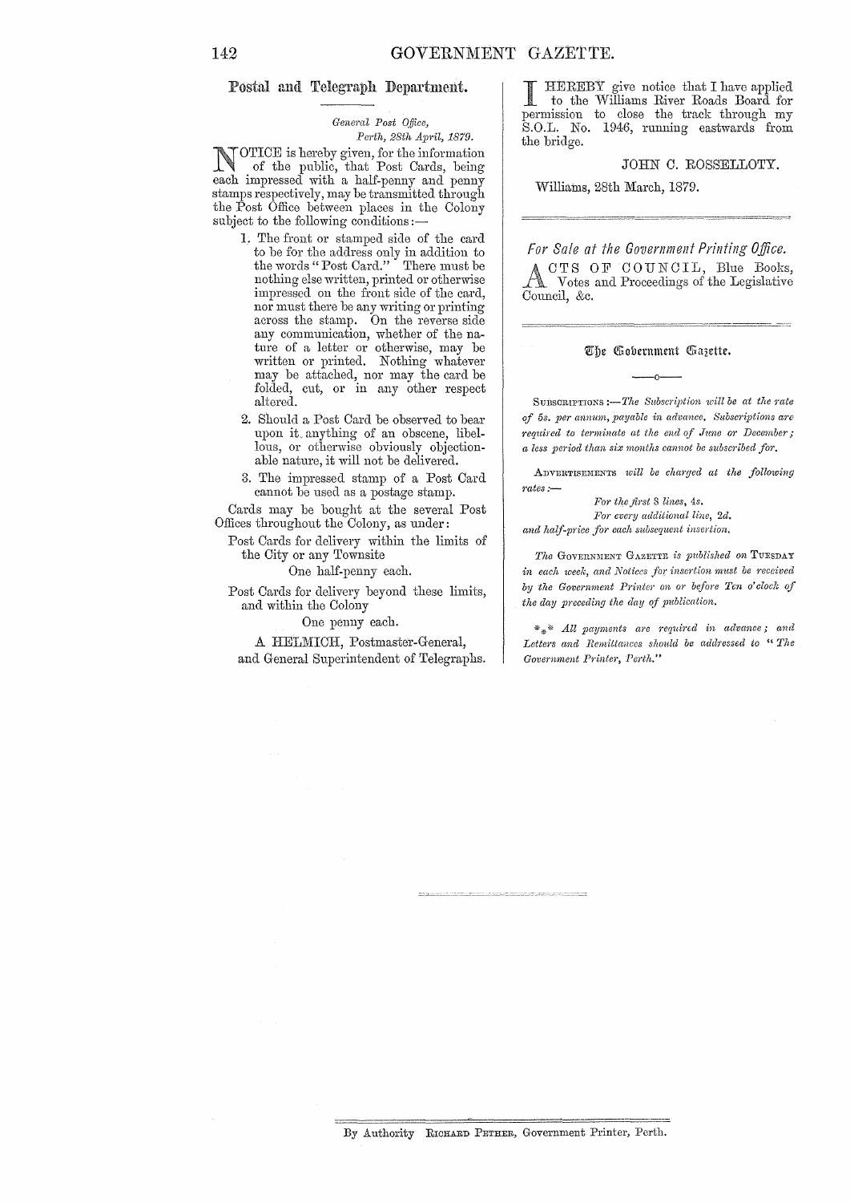## Postal and Telegraph Department.

*General Post Office,*
*Perth, 28th April, 1879.*

NOTICE is hereby given, for the information of the public, that Post Cards, being each impressed with a half-penny and penny stamps respectively, may be transmitted through the Post Office between places in the Colony subject to the following conditions:—

1. The front or stamped side of the card to be for the address only in addition to the words "Post Card." There must be nothing else written, printed or otherwise impressed on the front side of the card, nor must there be any writing or printing across the stamp. On the reverse side any communication, whether of the nature of a letter or otherwise, may be written or printed. Nothing whatever may be attached, nor may the card be folded, cut, or in any other respect altered.
2. Should a Post Card be observed to bear upon it anything of an obscene, libellous, or otherwise obviously objectionable nature, it will not be delivered.
3. The impressed stamp of a Post Card cannot be used as a postage stamp.

Cards may be bought at the several Post Offices throughout the Colony, as under:

Post Cards for delivery within the limits of the City or any Townsite

One half-penny each.

Post Cards for delivery beyond these limits, and within the Colony

One penny each.

A. HELMICH, Postmaster-General,
and General Superintendent of Telegraphs.

---

I HEREBY give notice that I have applied to the Williams River Roads Board for permission to close the track through my S.O.L. No. 1946, running eastwards from the bridge.

JOHN C. ROSSELLOTY.

Williams, 28th March, 1879.

---

*For Sale at the Government Printing Office.*

ACTS OF COUNCIL, Blue Books, Votes and Proceedings of the Legislative Council, &c.

---

### The Government Gazette.

SUBSCRIPTIONS:—*The Subscription will be at the rate of 5s. per annum, payable in advance. Subscriptions are required to terminate at the end of June or December; a less period than six months cannot be subscribed for.*

ADVERTISEMENTS *will be charged at the following rates:—*

*For the first 8 lines, 4s.*
*For every additional line, 2d.*
*and half-price for each subsequent insertion.*

*The* GOVERNMENT GAZETTE *is published on* TUESDAY *in each week, and Notices for insertion must be received by the Government Printer on or before Ten o'clock of the day preceding the day of publication.*

\*\*\* *All payments are required in advance; and Letters and Remittances should be addressed to "The Government Printer, Perth."*

---

By Authority RICHARD PETHER, Government Printer, Perth.